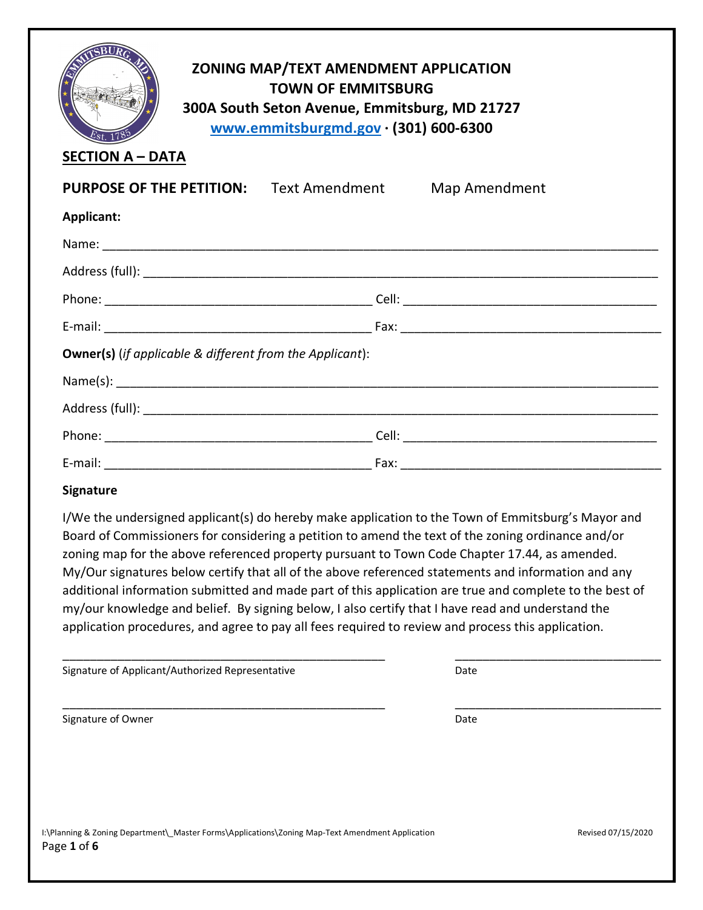# ZONING MAP/TEXT AMENDMENT APPLICATION
## TOWN OF EMMITSBURG
**300A South Seton Avenue, Emmitsburg, MD 21727**
**www.emmitsburgmd.gov · (301) 600-6300**

## SECTION A – DATA

**PURPOSE OF THE PETITION:** Text Amendment Map Amendment

**Applicant:**

Name: ___________________________________________________________________________

Address (full): ______________________________________________________________________

Phone: ______________________________________ Cell: ____________________________________

E-mail: ______________________________________ Fax: ____________________________________

**Owner(s)** (*if applicable & different from the Applicant*):

Name(s): _________________________________________________________________________

Address (full): ______________________________________________________________________

Phone: ______________________________________ Cell: ____________________________________

E-mail: ______________________________________ Fax: ____________________________________

**Signature**

I/We the undersigned applicant(s) do hereby make application to the Town of Emmitsburg's Mayor and Board of Commissioners for considering a petition to amend the text of the zoning ordinance and/or zoning map for the above referenced property pursuant to Town Code Chapter 17.44, as amended. My/Our signatures below certify that all of the above referenced statements and information and any additional information submitted and made part of this application are true and complete to the best of my/our knowledge and belief. By signing below, I also certify that I have read and understand the application procedures, and agree to pay all fees required to review and process this application.

_________________________________________________ ______________________________

Signature of Applicant/Authorized Representative Date

_________________________________________________ ______________________________

Signature of Owner Date

I:\Planning & Zoning Department\_Master Forms\Applications\Zoning Map-Text Amendment Application Revised 07/15/2020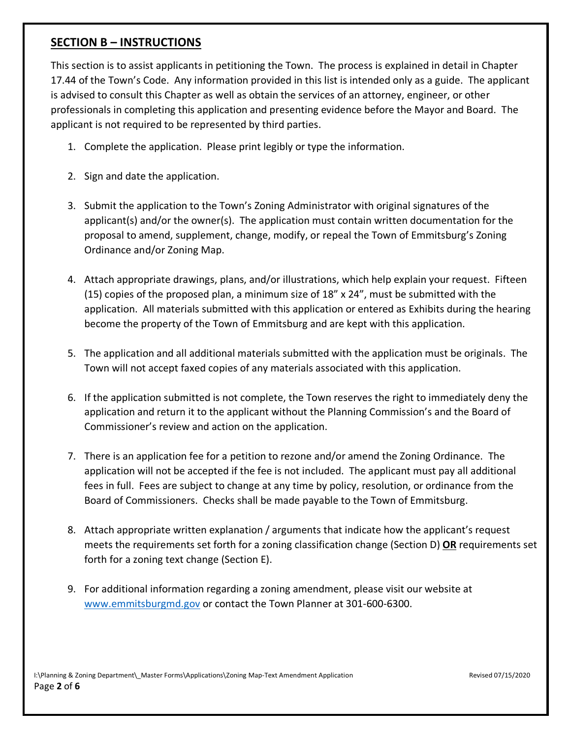## SECTION B – INSTRUCTIONS

This section is to assist applicants in petitioning the Town. The process is explained in detail in Chapter 17.44 of the Town's Code. Any information provided in this list is intended only as a guide. The applicant is advised to consult this Chapter as well as obtain the services of an attorney, engineer, or other professionals in completing this application and presenting evidence before the Mayor and Board. The applicant is not required to be represented by third parties.

1. Complete the application. Please print legibly or type the information.
2. Sign and date the application.
3. Submit the application to the Town's Zoning Administrator with original signatures of the applicant(s) and/or the owner(s). The application must contain written documentation for the proposal to amend, supplement, change, modify, or repeal the Town of Emmitsburg's Zoning Ordinance and/or Zoning Map.
4. Attach appropriate drawings, plans, and/or illustrations, which help explain your request. Fifteen (15) copies of the proposed plan, a minimum size of 18" x 24", must be submitted with the application. All materials submitted with this application or entered as Exhibits during the hearing become the property of the Town of Emmitsburg and are kept with this application.
5. The application and all additional materials submitted with the application must be originals. The Town will not accept faxed copies of any materials associated with this application.
6. If the application submitted is not complete, the Town reserves the right to immediately deny the application and return it to the applicant without the Planning Commission's and the Board of Commissioner's review and action on the application.
7. There is an application fee for a petition to rezone and/or amend the Zoning Ordinance. The application will not be accepted if the fee is not included. The applicant must pay all additional fees in full. Fees are subject to change at any time by policy, resolution, or ordinance from the Board of Commissioners. Checks shall be made payable to the Town of Emmitsburg.
8. Attach appropriate written explanation / arguments that indicate how the applicant's request meets the requirements set forth for a zoning classification change (Section D) **OR** requirements set forth for a zoning text change (Section E).
9. For additional information regarding a zoning amendment, please visit our website at www.emmitsburgmd.gov or contact the Town Planner at 301-600-6300.

I:\Planning & Zoning Department\_Master Forms\Applications\Zoning Map-Text Amendment Application — Revised 07/15/2020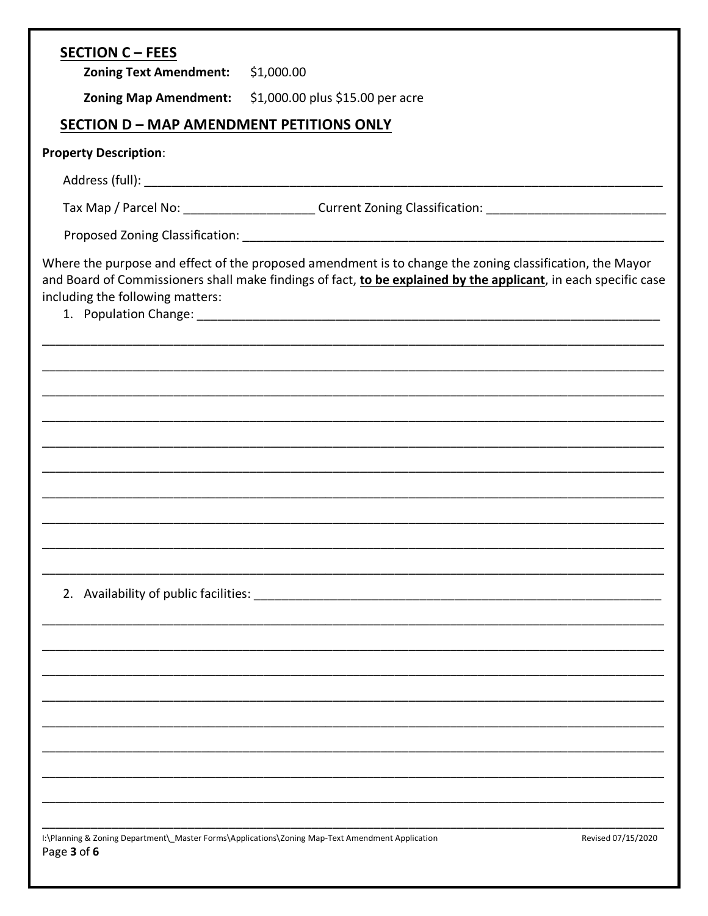## SECTION C – FEES

**Zoning Text Amendment:** $1,000.00

**Zoning Map Amendment:** $1,000.00 plus $15.00 per acre

## SECTION D – MAP AMENDMENT PETITIONS ONLY

**Property Description**:

Address (full): ___________________________________________________________________________

Tax Map / Parcel No: __________________ Current Zoning Classification: _________________________

Proposed Zoning Classification: _______________________________________________________________

Where the purpose and effect of the proposed amendment is to change the zoning classification, the Mayor and Board of Commissioners shall make findings of fact, **to be explained by the applicant**, in each specific case including the following matters:

1. Population Change: _______________________________________________________________________

_____________________________________________________________________________________________

_____________________________________________________________________________________________

_____________________________________________________________________________________________

_____________________________________________________________________________________________

_____________________________________________________________________________________________

_____________________________________________________________________________________________

_____________________________________________________________________________________________

_____________________________________________________________________________________________

_____________________________________________________________________________________________

_____________________________________________________________________________________________

2. Availability of public facilities: ___________________________________________________________

_____________________________________________________________________________________________

_____________________________________________________________________________________________

_____________________________________________________________________________________________

_____________________________________________________________________________________________

_____________________________________________________________________________________________

_____________________________________________________________________________________________

_____________________________________________________________________________________________

_____________________________________________________________________________________________

_____________________________________________________________________________________________

I:\Planning & Zoning Department\_Master Forms\Applications\Zoning Map-Text Amendment Application — Revised 07/15/2020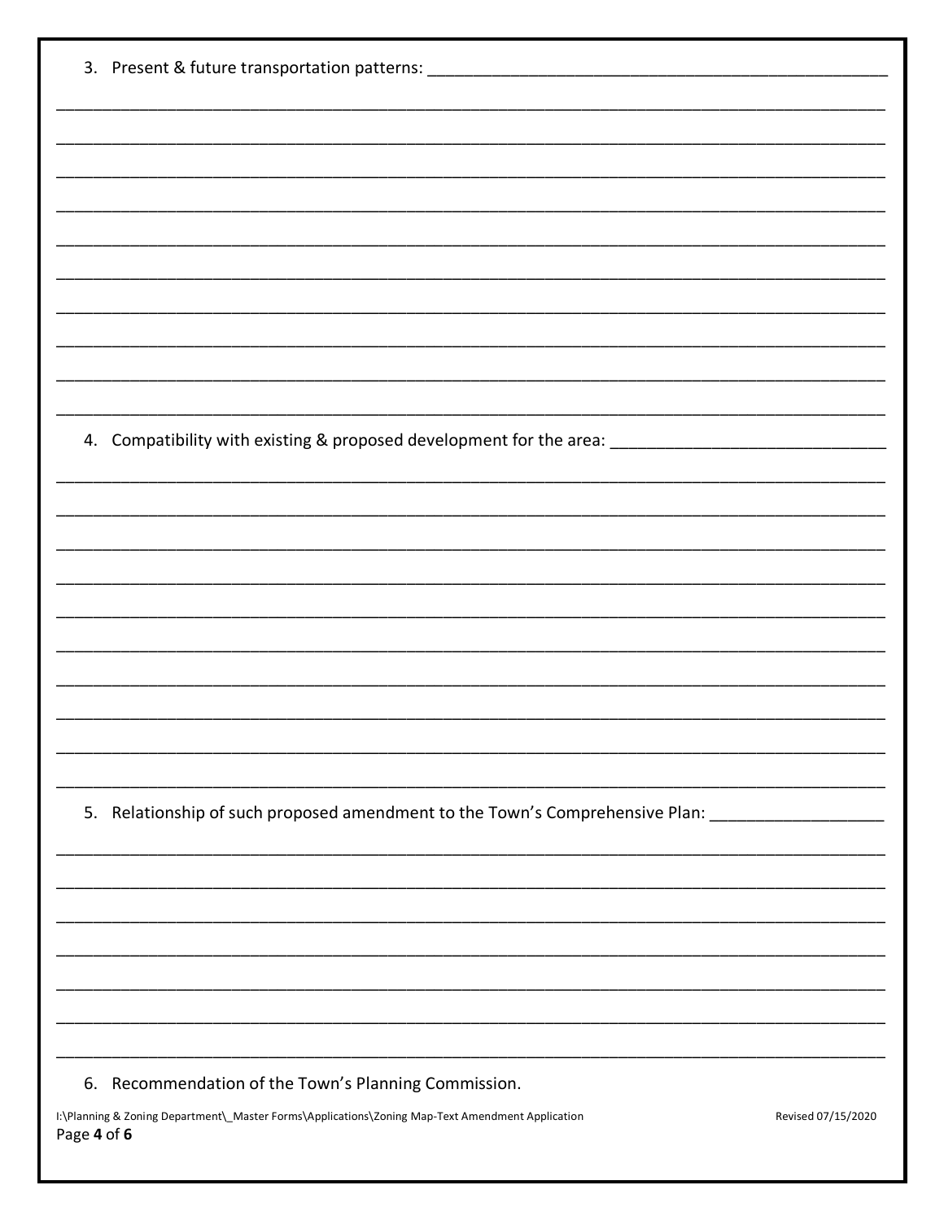3. Present & future transportation patterns: ____________________________________________

______________________________________________________________________________

______________________________________________________________________________

______________________________________________________________________________

______________________________________________________________________________

______________________________________________________________________________

______________________________________________________________________________

______________________________________________________________________________

______________________________________________________________________________

______________________________________________________________________________

______________________________________________________________________________

4. Compatibility with existing & proposed development for the area: ___________________________

______________________________________________________________________________

______________________________________________________________________________

______________________________________________________________________________

______________________________________________________________________________

______________________________________________________________________________

______________________________________________________________________________

______________________________________________________________________________

______________________________________________________________________________

______________________________________________________________________________

______________________________________________________________________________

5. Relationship of such proposed amendment to the Town's Comprehensive Plan: _________________

______________________________________________________________________________

______________________________________________________________________________

______________________________________________________________________________

______________________________________________________________________________

______________________________________________________________________________

______________________________________________________________________________

______________________________________________________________________________

6. Recommendation of the Town's Planning Commission.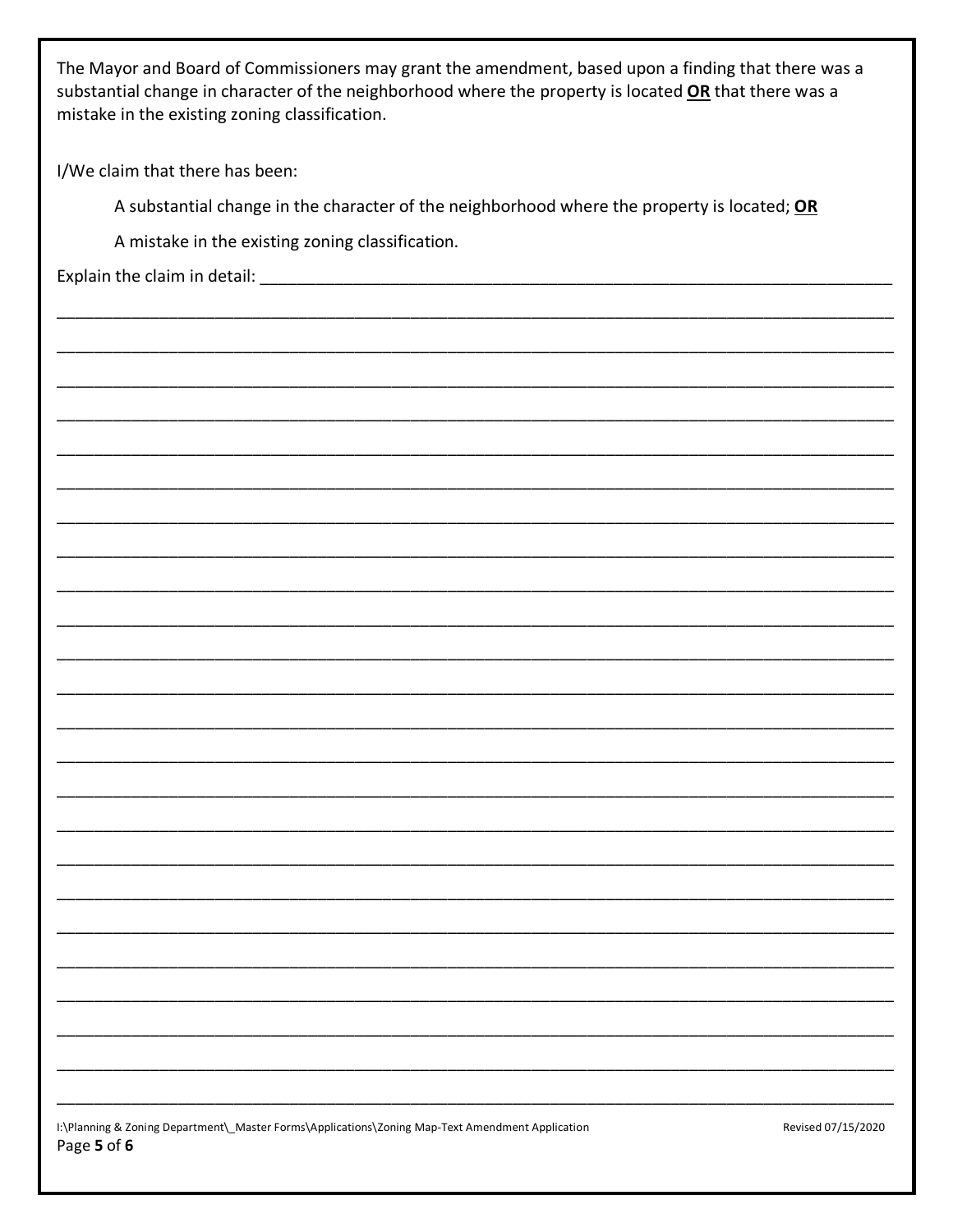The Mayor and Board of Commissioners may grant the amendment, based upon a finding that there was a substantial change in character of the neighborhood where the property is located **OR** that there was a mistake in the existing zoning classification.

I/We claim that there has been:

A substantial change in the character of the neighborhood where the property is located; **OR**

A mistake in the existing zoning classification.

Explain the claim in detail: ______________________________________________________________________

______________________________________________________________________________________

______________________________________________________________________________________

______________________________________________________________________________________

______________________________________________________________________________________

______________________________________________________________________________________

______________________________________________________________________________________

______________________________________________________________________________________

______________________________________________________________________________________

______________________________________________________________________________________

______________________________________________________________________________________

______________________________________________________________________________________

______________________________________________________________________________________

______________________________________________________________________________________

______________________________________________________________________________________

______________________________________________________________________________________

______________________________________________________________________________________

______________________________________________________________________________________

______________________________________________________________________________________

______________________________________________________________________________________

______________________________________________________________________________________

______________________________________________________________________________________

______________________________________________________________________________________

______________________________________________________________________________________

I:\Planning & Zoning Department\_Master Forms\Applications\Zoning Map-Text Amendment Application    Revised 07/15/2020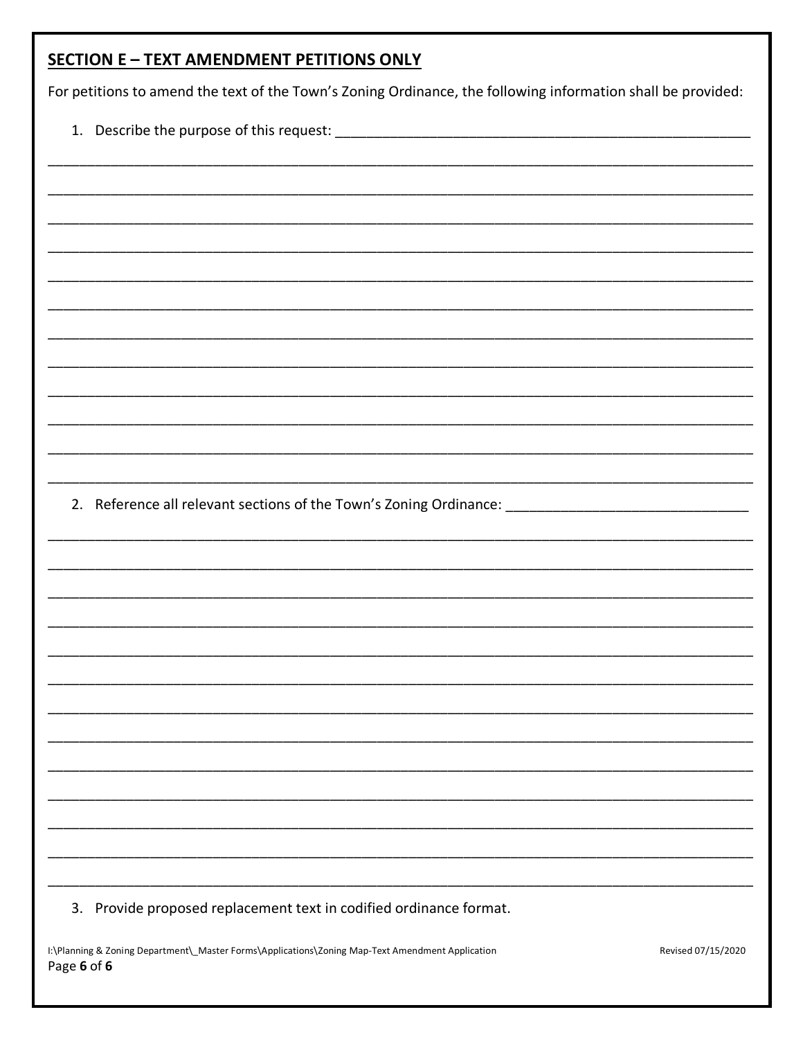## SECTION E – TEXT AMENDMENT PETITIONS ONLY

For petitions to amend the text of the Town's Zoning Ordinance, the following information shall be provided:

1. Describe the purpose of this request: \_\_\_\_\_\_\_\_\_\_\_\_\_\_\_\_\_\_\_\_\_\_\_\_\_\_\_\_\_\_\_\_\_\_\_\_\_\_\_\_\_\_\_\_\_\_\_\_\_\_\_\_\_\_\_\_

2. Reference all relevant sections of the Town's Zoning Ordinance: \_\_\_\_\_\_\_\_\_\_\_\_\_\_\_\_\_\_\_\_\_\_\_\_\_\_\_\_\_\_\_\_

3. Provide proposed replacement text in codified ordinance format.

I:\Planning & Zoning Department\_Master Forms\Applications\Zoning Map-Text Amendment Application Revised 07/15/2020